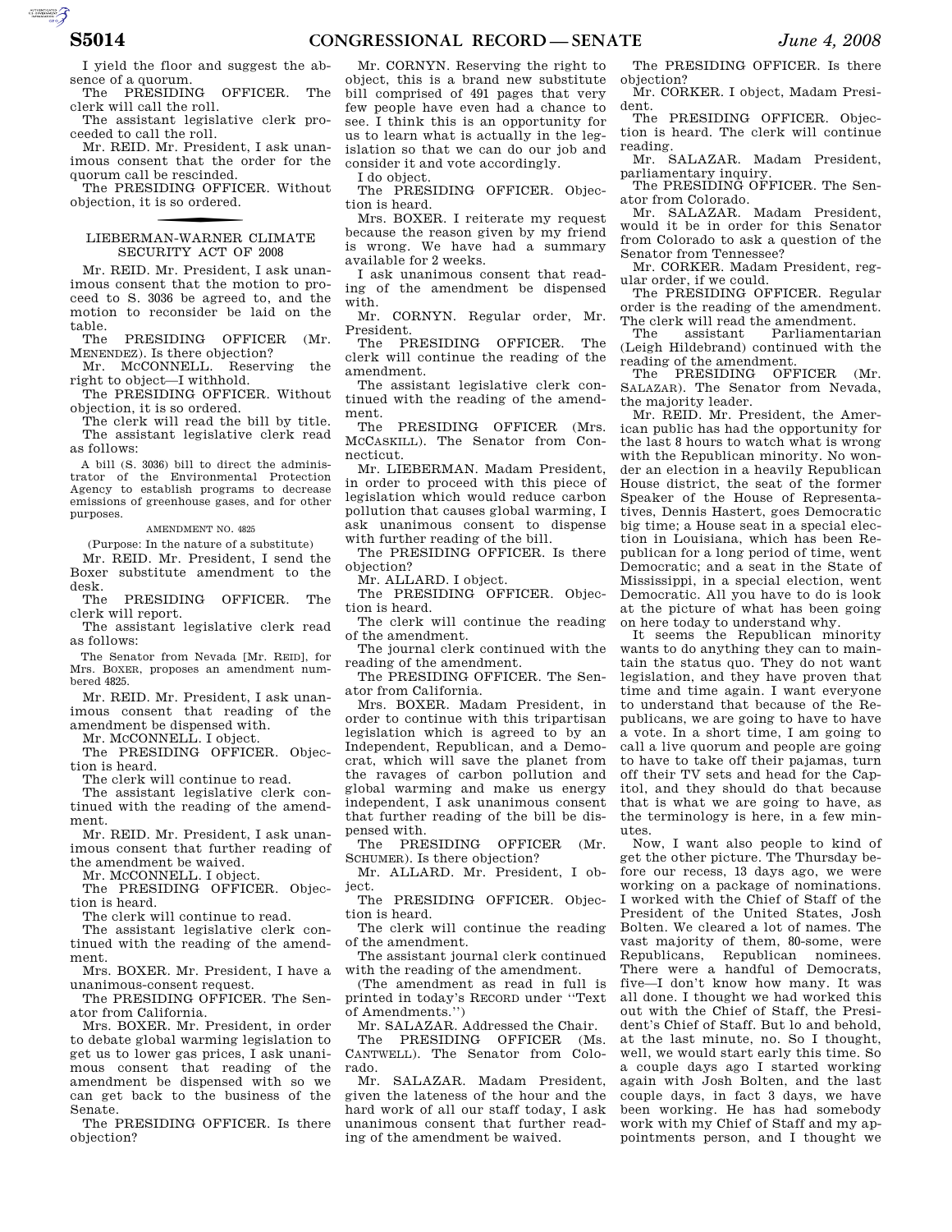I yield the floor and suggest the absence of a quorum.

The PRESIDING OFFICER. The clerk will call the roll.

The assistant legislative clerk proceeded to call the roll.

Mr. REID. Mr. President, I ask unanimous consent that the order for the quorum call be rescinded.

The PRESIDING OFFICER. Without objection, it is so ordered.

## LIEBERMAN-WARNER CLIMATE SECURITY ACT OF 2008

Mr. REID. Mr. President, I ask unanimous consent that the motion to proceed to S. 3036 be agreed to, and the motion to reconsider be laid on the table.

The PRESIDING OFFICER (Mr. MENENDEZ). Is there objection?

Mr. McCONNELL. Reserving the right to object—I withhold.

The PRESIDING OFFICER. Without objection, it is so ordered.

The clerk will read the bill by title.

The assistant legislative clerk read as follows:

A bill (S. 3036) bill to direct the administrator of the Environmental Protection Agency to establish programs to decrease emissions of greenhouse gases, and for other purposes.

AMENDMENT NO. 4825

(Purpose: In the nature of a substitute)

Mr. REID. Mr. President, I send the Boxer substitute amendment to the desk.

The PRESIDING OFFICER. The clerk will report.

The assistant legislative clerk read as follows:

The Senator from Nevada [Mr. REID], for Mrs. BOXER, proposes an amendment numbered 4825.

Mr. REID. Mr. President, I ask unanimous consent that reading of the amendment be dispensed with.

Mr. McCONNELL. I object.

The PRESIDING OFFICER. Objection is heard.

The clerk will continue to read.

The assistant legislative clerk continued with the reading of the amendment.

Mr. REID. Mr. President, I ask unanimous consent that further reading of the amendment be waived.

Mr. McCONNELL. I object.

The PRESIDING OFFICER. Objection is heard.

The clerk will continue to read.

The assistant legislative clerk continued with the reading of the amendment.

Mrs. BOXER. Mr. President, I have a unanimous-consent request.

The PRESIDING OFFICER. The Senator from California.

Mrs. BOXER. Mr. President, in order to debate global warming legislation to get us to lower gas prices, I ask unanimous consent that reading of the amendment be dispensed with so we can get back to the business of the Senate.

The PRESIDING OFFICER. Is there objection?

Mr. CORNYN. Reserving the right to object, this is a brand new substitute bill comprised of 491 pages that very few people have even had a chance to see. I think this is an opportunity for us to learn what is actually in the legislation so that we can do our job and consider it and vote accordingly.

I do object.

The PRESIDING OFFICER. Objection is heard.

Mrs. BOXER. I reiterate my request because the reason given by my friend is wrong. We have had a summary available for 2 weeks.

I ask unanimous consent that reading of the amendment be dispensed with.

Mr. CORNYN. Regular order, Mr. President.

The PRESIDING OFFICER. The clerk will continue the reading of the amendment.

The assistant legislative clerk continued with the reading of the amendment.

The PRESIDING OFFICER (Mrs. McCASKILL). The Senator from Connecticut.

Mr. LIEBERMAN. Madam President, in order to proceed with this piece of legislation which would reduce carbon pollution that causes global warming, I ask unanimous consent to dispense with further reading of the bill.

The PRESIDING OFFICER. Is there objection?

Mr. ALLARD. I object.

The PRESIDING OFFICER. Objection is heard.

The clerk will continue the reading of the amendment.

The journal clerk continued with the reading of the amendment.

The PRESIDING OFFICER. The Senator from California.

Mrs. BOXER. Madam President, in order to continue with this tripartisan legislation which is agreed to by an Independent, Republican, and a Democrat, which will save the planet from the ravages of carbon pollution and global warming and make us energy independent, I ask unanimous consent that further reading of the bill be dispensed with.

The PRESIDING OFFICER (Mr. SCHUMER). Is there objection?

Mr. ALLARD. Mr. President, I object.

The PRESIDING OFFICER. Objection is heard.

The clerk will continue the reading of the amendment.

The assistant journal clerk continued with the reading of the amendment.

(The amendment as read in full is printed in today's RECORD under "Text of Amendments.")

Mr. SALAZAR. Addressed the Chair.

The PRESIDING OFFICER (Ms. CANTWELL). The Senator from Colorado.

Mr. SALAZAR. Madam President, given the lateness of the hour and the hard work of all our staff today, I ask unanimous consent that further reading of the amendment be waived.

The PRESIDING OFFICER. Is there objection?

Mr. CORKER. I object, Madam President.

The PRESIDING OFFICER. Objection is heard. The clerk will continue reading.

Mr. SALAZAR. Madam President, parliamentary inquiry.

The PRESIDING OFFICER. The Senator from Colorado.

Mr. SALAZAR. Madam President, would it be in order for this Senator from Colorado to ask a question of the Senator from Tennessee?

Mr. CORKER. Madam President, regular order, if we could.

The PRESIDING OFFICER. Regular order is the reading of the amendment. The clerk will read the amendment.

The assistant Parliamentarian (Leigh Hildebrand) continued with the reading of the amendment.

The PRESIDING OFFICER (Mr. SALAZAR). The Senator from Nevada, the majority leader.

Mr. REID. Mr. President, the American public has had the opportunity for the last 8 hours to watch what is wrong with the Republican minority. No wonder an election in a heavily Republican House district, the seat of the former Speaker of the House of Representatives, Dennis Hastert, goes Democratic big time; a House seat in a special election in Louisiana, which has been Republican for a long period of time, went Democratic; and a seat in the State of Mississippi, in a special election, went Democratic. All you have to do is look at the picture of what has been going on here today to understand why.

It seems the Republican minority wants to do anything they can to maintain the status quo. They do not want legislation, and they have proven that time and time again. I want everyone to understand that because of the Republicans, we are going to have to have a vote. In a short time, I am going to call a live quorum and people are going to have to take off their pajamas, turn off their TV sets and head for the Capitol, and they should do that because that is what we are going to have, as the terminology is here, in a few minutes.

Now, I want also people to kind of get the other picture. The Thursday before our recess, 13 days ago, we were working on a package of nominations. I worked with the Chief of Staff of the President of the United States, Josh Bolten. We cleared a lot of names. The vast majority of them, 80-some, were Republicans, Republican nominees. There were a handful of Democrats, five—I don't know how many. It was all done. I thought we had worked this out with the Chief of Staff, the President's Chief of Staff. But lo and behold, at the last minute, no. So I thought, well, we would start early this time. So a couple days ago I started working again with Josh Bolten, and the last couple days, in fact 3 days, we have been working. He has had somebody work with my Chief of Staff and my appointments person, and I thought we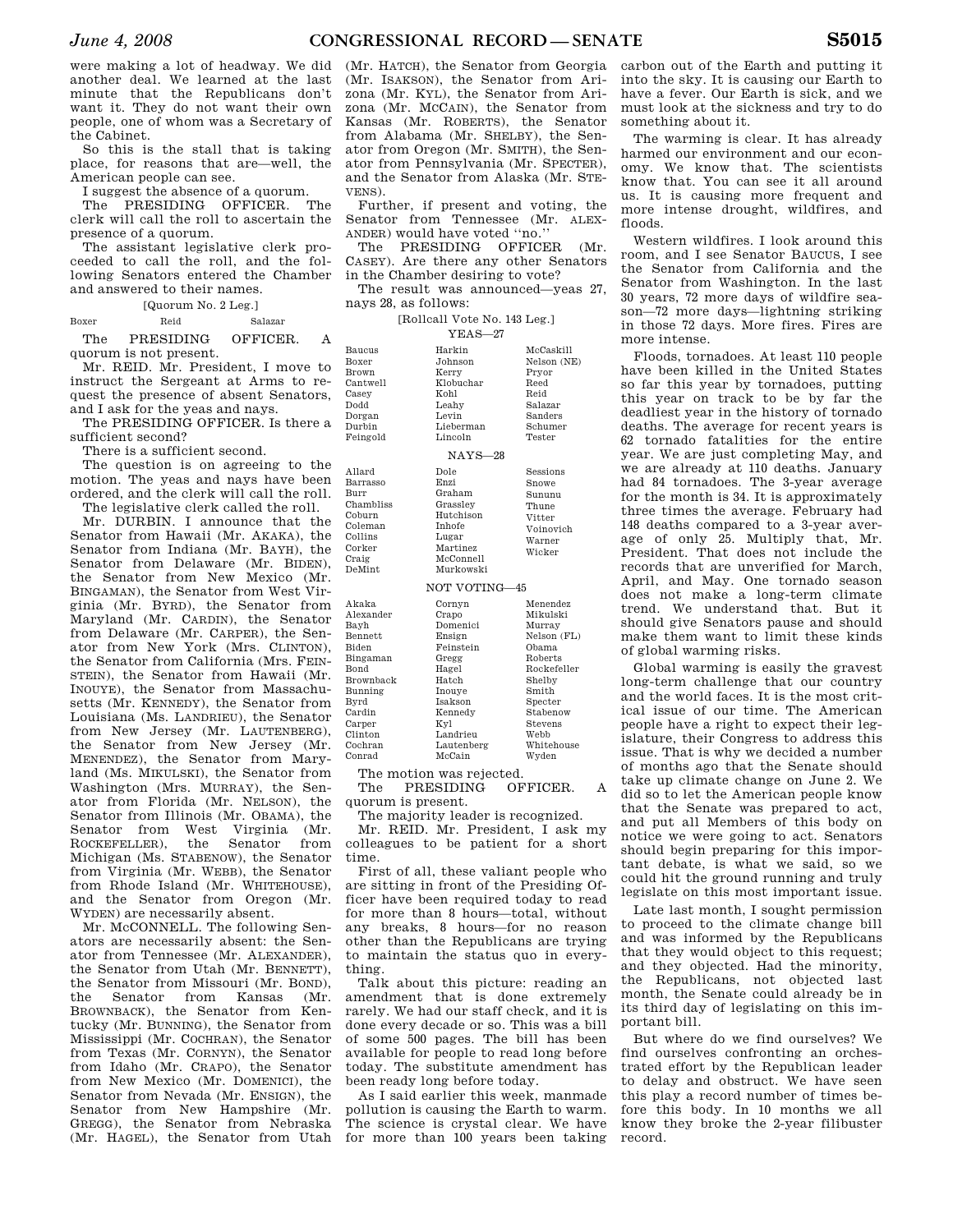were making a lot of headway. We did another deal. We learned at the last minute that the Republicans don't want it. They do not want their own people, one of whom was a Secretary of the Cabinet.

So this is the stall that is taking place, for reasons that are—well, the American people can see.

I suggest the absence of a quorum.

The PRESIDING OFFICER. The clerk will call the roll to ascertain the presence of a quorum.

The assistant legislative clerk proceeded to call the roll, and the following Senators entered the Chamber and answered to their names.

[Quorum No. 2 Leg.]

| | | |
|---|---|---|
| Boxer | Reid | Salazar |

The PRESIDING OFFICER. A quorum is not present.

Mr. REID. Mr. President, I move to instruct the Sergeant at Arms to request the presence of absent Senators, and I ask for the yeas and nays.

The PRESIDING OFFICER. Is there a sufficient second?

There is a sufficient second.

The question is on agreeing to the motion. The yeas and nays have been ordered, and the clerk will call the roll.

The legislative clerk called the roll.

Mr. DURBIN. I announce that the Senator from Hawaii (Mr. AKAKA), the Senator from Indiana (Mr. BAYH), the Senator from Delaware (Mr. BIDEN), the Senator from New Mexico (Mr. BINGAMAN), the Senator from West Virginia (Mr. BYRD), the Senator from Maryland (Mr. CARDIN), the Senator from Delaware (Mr. CARPER), the Senator from New York (Mrs. CLINTON), the Senator from California (Mrs. FEINSTEIN), the Senator from Hawaii (Mr. INOUYE), the Senator from Massachusetts (Mr. KENNEDY), the Senator from Louisiana (Ms. LANDRIEU), the Senator from New Jersey (Mr. LAUTENBERG), the Senator from New Jersey (Mr. MENENDEZ), the Senator from Maryland (Ms. MIKULSKI), the Senator from Washington (Mrs. MURRAY), the Senator from Florida (Mr. NELSON), the Senator from Illinois (Mr. OBAMA), the Senator from West Virginia (Mr. ROCKEFELLER), the Senator from Michigan (Ms. STABENOW), the Senator from Virginia (Mr. WEBB), the Senator from Rhode Island (Mr. WHITEHOUSE), and the Senator from Oregon (Mr. WYDEN) are necessarily absent.

Mr. MCCONNELL. The following Senators are necessarily absent: the Senator from Tennessee (Mr. ALEXANDER), the Senator from Utah (Mr. BENNETT), the Senator from Missouri (Mr. BOND), the Senator from Kansas (Mr. BROWNBACK), the Senator from Kentucky (Mr. BUNNING), the Senator from Mississippi (Mr. COCHRAN), the Senator from Texas (Mr. CORNYN), the Senator from Idaho (Mr. CRAPO), the Senator from New Mexico (Mr. DOMENICI), the Senator from Nevada (Mr. ENSIGN), the Senator from New Hampshire (Mr. GREGG), the Senator from Nebraska (Mr. HAGEL), the Senator from Utah (Mr. HATCH), the Senator from Georgia (Mr. ISAKSON), the Senator from Arizona (Mr. KYL), the Senator from Arizona (Mr. MCCAIN), the Senator from Kansas (Mr. ROBERTS), the Senator from Alabama (Mr. SHELBY), the Senator from Oregon (Mr. SMITH), the Senator from Pennsylvania (Mr. SPECTER), and the Senator from Alaska (Mr. STEVENS).

Further, if present and voting, the Senator from Tennessee (Mr. ALEXANDER) would have voted "no."

The PRESIDING OFFICER (Mr. CASEY). Are there any other Senators in the Chamber desiring to vote?

The result was announced—yeas 27, nays 28, as follows:

[Rollcall Vote No. 143 Leg.]

YEAS—27

| | | |
|---|---|---|
| Baucus | Harkin | McCaskill |
| Boxer | Johnson | Nelson (NE) |
| Brown | Kerry | Pryor |
| Cantwell | Klobuchar | Reed |
| Casey | Kohl | Reid |
| Dodd | Leahy | Salazar |
| Dorgan | Levin | Sanders |
| Durbin | Lieberman | Schumer |
| Feingold | Lincoln | Tester |

NAYS—28

| | | |
|---|---|---|
| Allard | Dole | Sessions |
| Barrasso | Enzi | Snowe |
| Burr | Graham | Sununu |
| Chambliss | Grassley | Thune |
| Coburn | Hutchison | Vitter |
| Coleman | Inhofe | Voinovich |
| Collins | Lugar | Warner |
| Corker | Martinez | Wicker |
| Craig | McConnell | |
| DeMint | Murkowski | |

NOT VOTING—45

| | | |
|---|---|---|
| Akaka | Cornyn | Menendez |
| Alexander | Crapo | Mikulski |
| Bayh | Domenici | Murray |
| Bennett | Ensign | Nelson (FL) |
| Biden | Feinstein | Obama |
| Bingaman | Gregg | Roberts |
| Bond | Hagel | Rockefeller |
| Brownback | Hatch | Shelby |
| Bunning | Inouye | Smith |
| Byrd | Isakson | Specter |
| Cardin | Kennedy | Stabenow |
| Carper | Kyl | Stevens |
| Clinton | Landrieu | Webb |
| Cochran | Lautenberg | Whitehouse |
| Conrad | McCain | Wyden |

The motion was rejected.

The PRESIDING OFFICER. A quorum is present.

The majority leader is recognized.

Mr. REID. Mr. President, I ask my colleagues to be patient for a short time.

First of all, these valiant people who are sitting in front of the Presiding Officer have been required today to read for more than 8 hours—total, without any breaks, 8 hours—for no reason other than the Republicans are trying to maintain the status quo in everything.

Talk about this picture: reading an amendment that is done extremely rarely. We had our staff check, and it is done every decade or so. This was a bill of some 500 pages. The bill has been available for people to read long before today. The substitute amendment has been ready long before today.

As I said earlier this week, manmade pollution is causing the Earth to warm. The science is crystal clear. We have for more than 100 years been taking carbon out of the Earth and putting it into the sky. It is causing our Earth to have a fever. Our Earth is sick, and we must look at the sickness and try to do something about it.

The warming is clear. It has already harmed our environment and our economy. We know that. The scientists know that. You can see it all around us. It is causing more frequent and more intense drought, wildfires, and floods.

Western wildfires. I look around this room, and I see Senator BAUCUS, I see the Senator from California and the Senator from Washington. In the last 30 years, 72 more days of wildfire season—72 more days—lightning striking in those 72 days. More fires. Fires are more intense.

Floods, tornadoes. At least 110 people have been killed in the United States so far this year by tornadoes, putting this year on track to be by far the deadliest year in the history of tornado deaths. The average for recent years is 62 tornado fatalities for the entire year. We are just completing May, and we are already at 110 deaths. January had 84 tornadoes. The 3-year average for the month is 34. It is approximately three times the average. February had 148 deaths compared to a 3-year average of only 25. Multiply that, Mr. President. That does not include the records that are unverified for March, April, and May. One tornado season does not make a long-term climate trend. We understand that. But it should give Senators pause and should make them want to limit these kinds of global warming risks.

Global warming is easily the gravest long-term challenge that our country and the world faces. It is the most critical issue of our time. The American people have a right to expect their legislature, their Congress to address this issue. That is why we decided a number of months ago that the Senate should take up climate change on June 2. We did so to let the American people know that the Senate was prepared to act, and put all Members of this body on notice we were going to act. Senators should begin preparing for this important debate, is what we said, so we could hit the ground running and truly legislate on this most important issue.

Late last month, I sought permission to proceed to the climate change bill and was informed by the Republicans that they would object to this request; and they objected. Had the minority, the Republicans, not objected last month, the Senate could already be in its third day of legislating on this important bill.

But where do we find ourselves? We find ourselves confronting an orchestrated effort by the Republican leader to delay and obstruct. We have seen this play a record number of times before this body. In 10 months we all know they broke the 2-year filibuster record.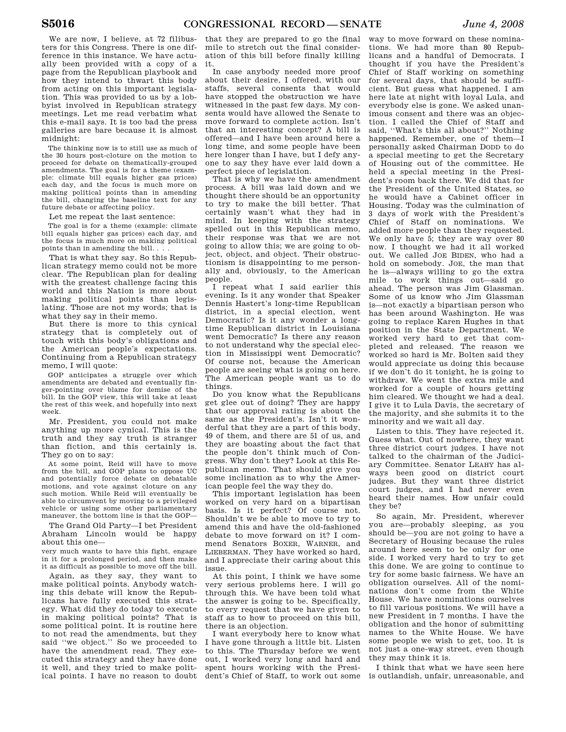We are now, I believe, at 72 filibusters for this Congress. There is one difference in this instance. We have actually been provided with a copy of a page from the Republican playbook and how they intend to thwart this body from acting on this important legislation. This was provided to us by a lobbyist involved in Republican strategy meetings. Let me read verbatim what this e-mail says. It is too bad the press galleries are bare because it is almost midnight:

> The thinking now is to still use as much of the 30 hours post-cloture on the motion to proceed for debate on thematically-grouped amendments. The goal is for a theme (example: climate bill equals higher gas prices) each day, and the focus is much more on making political points than in amending the bill, changing the baseline text for any future debate or affecting policy.

Let me repeat the last sentence:

> The goal is for a theme (example: climate bill equals higher gas prices) each day, and the focus is much more on making political points than in amending the bill. . . .

That is what they say. So this Republican strategy memo could not be more clear. The Republican plan for dealing with the greatest challenge facing this world and this Nation is more about making political points than legislating. Those are not my words; that is what they say in their memo.

But there is more to this cynical strategy that is completely out of touch with this body's obligations and the American people's expectations. Continuing from a Republican strategy memo, I will quote:

> GOP anticipates a struggle over which amendments are debated and eventually finger-pointing over blame for demise of the bill. In the GOP view, this will take at least the rest of this week, and hopefully into next week.

Mr. President, you could not make anything up more cynical. This is the truth and they say truth is stranger than fiction, and this certainly is. They go on to say:

> At some point, Reid will have to move from the bill, and GOP plans to oppose UC and potentially force debate on debatable motions, and vote against cloture on any such motion. While Reid will eventually be able to circumvent by moving to a privileged vehicle or using some other parliamentary maneuver, the bottom line is that the GOP—

The Grand Old Party—I bet President Abraham Lincoln would be happy about this one—

> very much wants to have this fight, engage in it for a prolonged period, and then make it as difficult as possible to move off the bill.

Again, as they say, they want to make political points. Anybody watching this debate will know the Republicans have fully executed this strategy. What did they do today to execute in making political points? That is some political point. It is routine here to not read the amendments, but they said ''we object.'' So we proceeded to have the amendment read. They executed this strategy and they have done it well, and they tried to make political points. I have no reason to doubt that they are prepared to go the final mile to stretch out the final consideration of this bill before finally killing it.

In case anybody needed more proof about their desire, I offered, with our staffs, several consents that would have stopped the obstruction we have witnessed in the past few days. My consents would have allowed the Senate to move forward to complete action. Isn't that an interesting concept? A bill is offered—and I have been around here a long time, and some people have been here longer than I have, but I defy anyone to say they have ever laid down a perfect piece of legislation.

That is why we have the amendment process. A bill was laid down and we thought there should be an opportunity to try to make the bill better. That certainly wasn't what they had in mind. In keeping with the strategy spelled out in this Republican memo, their response was that we are not going to allow this; we are going to object, object, and object. Their obstructionism is disappointing to me personally and, obviously, to the American people.

I repeat what I said earlier this evening. Is it any wonder that Speaker Dennis Hastert's long-time Republican district, in a special election, went Democratic? Is it any wonder a long-time Republican district in Louisiana went Democratic? Is there any reason to not understand why the special election in Mississippi went Democratic? Of course not, because the American people are seeing what is going on here. The American people want us to do things.

Do you know what the Republicans get glee out of doing? They are happy that our approval rating is about the same as the President's. Isn't it wonderful that they are a part of this body, 49 of them, and there are 51 of us, and they are boasting about the fact that the people don't think much of Congress. Why don't they? Look at this Republican memo. That should give you some inclination as to why the American people feel the way they do.

This important legislation has been worked on very hard on a bipartisan basis. Is it perfect? Of course not. Shouldn't we be able to move to try to amend this and have the old-fashioned debate to move forward on it? I commend Senators BOXER, WARNER, and LIEBERMAN. They have worked so hard, and I appreciate their caring about this issue.

At this point, I think we have some very serious problems here. I will go through this. We have been told what the answer is going to be. Specifically, to every request that we have given to staff as to how to proceed on this bill, there is an objection.

I want everybody here to know what I have gone through a little bit. Listen to this. The Thursday before we went out, I worked very long and hard and spent hours working with the President's Chief of Staff, to work out some way to move forward on these nominations. We had more than 80 Republicans and a handful of Democrats. I thought if you have the President's Chief of Staff working on something for several days, that should be sufficient. But guess what happened. I am here late at night with loyal Lula, and everybody else is gone. We asked unanimous consent and there was an objection. I called the Chief of Staff and said, ''What's this all about?'' Nothing happened. Remember, one of them—I personally asked Chairman DODD to do a special meeting to get the Secretary of Housing out of the committee. He held a special meeting in the President's room back there. We did that for the President of the United States, so he would have a Cabinet officer in Housing. Today was the culmination of 3 days of work with the President's Chief of Staff on nominations. We added more people than they requested. We only have 5; they are way over 80 now. I thought we had it all worked out. We called JOE BIDEN, who had a hold on somebody. JOE, the man that he is—always willing to go the extra mile to work things out—said go ahead. The person was Jim Glassman. Some of us know who Jim Glassman is—not exactly a bipartisan person who has been around Washington. He was going to replace Karen Hughes in that position in the State Department. We worked very hard to get that completed and released. The reason we worked so hard is Mr. Bolten said they would appreciate us doing this because if we don't do it tonight, he is going to withdraw. We went the extra mile and worked for a couple of hours getting him cleared. We thought we had a deal. I give it to Lula Davis, the secretary of the majority, and she submits it to the minority and we wait all day.

Listen to this. They have rejected it. Guess what. Out of nowhere, they want three district court judges. I have not talked to the chairman of the Judiciary Committee. Senator LEAHY has always been good on district court judges. But they want three district court judges, and I had never even heard their names. How unfair could they be?

So again, Mr. President, wherever you are—probably sleeping, as you should be—you are not going to have a Secretary of Housing because the rules around here seem to be only for one side. I worked very hard to try to get this done. We are going to continue to try for some basic fairness. We have an obligation ourselves. All of the nominations don't come from the White House. We have nominations ourselves to fill various positions. We will have a new President in 7 months. I have the obligation and the honor of submitting names to the White House. We have some people we wish to get, too. It is not just a one-way street, even though they may think it is.

I think that what we have seen here is outlandish, unfair, unreasonable, and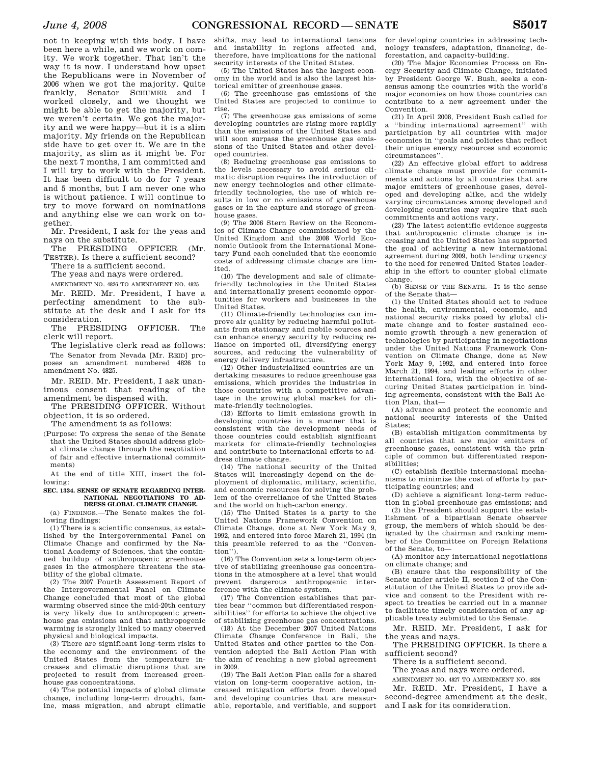not in keeping with this body. I have been here a while, and we work on comity. We work together. That isn't the way it is now. I understand how upset the Republicans were in November of 2006 when we got the majority. Quite frankly, Senator SCHUMER and I worked closely, and we thought we might be able to get the majority, but we weren't certain. We got the majority and we were happy—but it is a slim majority. My friends on the Republican side have to get over it. We are in the majority, as slim as it might be. For the next 7 months, I am committed and I will try to work with the President. It has been difficult to do for 7 years and 5 months, but I am never one who is without patience. I will continue to try to move forward on nominations and anything else we can work on together.

Mr. President, I ask for the yeas and nays on the substitute.

The PRESIDING OFFICER (Mr. TESTER). Is there a sufficient second?

There is a sufficient second.

The yeas and nays were ordered.

AMENDMENT NO. 4826 TO AMENDMENT NO. 4825

Mr. REID. Mr. President, I have a perfecting amendment to the substitute at the desk and I ask for its consideration.

The PRESIDING OFFICER. The clerk will report.

The legislative clerk read as follows:

The Senator from Nevada [Mr. REID] proposes an amendment numbered 4826 to amendment No. 4825.

Mr. REID. Mr. President, I ask unanimous consent that reading of the amendment be dispensed with.

The PRESIDING OFFICER. Without objection, it is so ordered.

The amendment is as follows:

(Purpose: To express the sense of the Senate that the United States should address global climate change through the negotiation of fair and effective international commitments)

At the end of title XIII, insert the following:

**SEC. 1334. SENSE OF SENATE REGARDING INTERNATIONAL NEGOTIATIONS TO ADDRESS GLOBAL CLIMATE CHANGE.**

(a) FINDINGS.—The Senate makes the following findings:

(1) There is a scientific consensus, as established by the Intergovernmental Panel on Climate Change and confirmed by the National Academy of Sciences, that the continued buildup of anthropogenic greenhouse gases in the atmosphere threatens the stability of the global climate.

(2) The 2007 Fourth Assessment Report of the Intergovernmental Panel on Climate Change concluded that most of the global warming observed since the mid-20th century is very likely due to anthropogenic greenhouse gas emissions and that anthropogenic warming is strongly linked to many observed physical and biological impacts.

(3) There are significant long-term risks to the economy and the environment of the United States from the temperature increases and climatic disruptions that are projected to result from increased greenhouse gas concentrations.

(4) The potential impacts of global climate change, including long-term drought, famine, mass migration, and abrupt climatic shifts, may lead to international tensions and instability in regions affected and, therefore, have implications for the national security interests of the United States.

(5) The United States has the largest economy in the world and is also the largest historical emitter of greenhouse gases.

(6) The greenhouse gas emissions of the United States are projected to continue to rise.

(7) The greenhouse gas emissions of some developing countries are rising more rapidly than the emissions of the United States and will soon surpass the greenhouse gas emissions of the United States and other developed countries.

(8) Reducing greenhouse gas emissions to the levels necessary to avoid serious climatic disruption requires the introduction of new energy technologies and other climate-friendly technologies, the use of which results in low or no emissions of greenhouse gases or in the capture and storage of greenhouse gases.

(9) The 2006 Stern Review on the Economics of Climate Change commissioned by the United Kingdom and the 2008 World Economic Outlook from the International Monetary Fund each concluded that the economic costs of addressing climate change are limited.

(10) The development and sale of climate-friendly technologies in the United States and internationally present economic opportunities for workers and businesses in the United States.

(11) Climate-friendly technologies can improve air quality by reducing harmful pollutants from stationary and mobile sources and can enhance energy security by reducing reliance on imported oil, diversifying energy sources, and reducing the vulnerability of energy delivery infrastructure.

(12) Other industrialized countries are undertaking measures to reduce greenhouse gas emissions, which provides the industries in those countries with a competitive advantage in the growing global market for climate-friendly technologies.

(13) Efforts to limit emissions growth in developing countries in a manner that is consistent with the development needs of those countries could establish significant markets for climate-friendly technologies and contribute to international efforts to address climate change.

(14) The national security of the United States will increasingly depend on the deployment of diplomatic, military, scientific, and economic resources for solving the problem of the overreliance of the United States and the world on high-carbon energy.

(15) The United States is a party to the United Nations Framework Convention on Climate Change, done at New York May 9, 1992, and entered into force March 21, 1994 (in this preamble referred to as the "Convention").

(16) The Convention sets a long-term objective of stabilizing greenhouse gas concentrations in the atmosphere at a level that would prevent dangerous anthropogenic interference with the climate system.

(17) The Convention establishes that parties bear "common but differentiated responsibilities" for efforts to achieve the objective of stabilizing greenhouse gas concentrations.

(18) At the December 2007 United Nations Climate Change Conference in Bali, the United States and other parties to the Convention adopted the Bali Action Plan with the aim of reaching a new global agreement in 2009.

(19) The Bali Action Plan calls for a shared vision on long-term cooperative action, increased mitigation efforts from developed and developing countries that are measurable, reportable, and verifiable, and support for developing countries in addressing technology transfers, adaptation, financing, deforestation, and capacity-building.

(20) The Major Economies Process on Energy Security and Climate Change, initiated by President George W. Bush, seeks a consensus among the countries with the world's major economies on how those countries can contribute to a new agreement under the Convention.

(21) In April 2008, President Bush called for a "binding international agreement" with participation by all countries with major economies in "goals and policies that reflect their unique energy resources and economic circumstances".

(22) An effective global effort to address climate change must provide for commitments and actions by all countries that are major emitters of greenhouse gases, developed and developing alike, and the widely varying circumstances among developed and developing countries may require that such commitments and actions vary.

(23) The latest scientific evidence suggests that anthropogenic climate change is increasing and the United States has supported the goal of achieving a new international agreement during 2009, both lending urgency to the need for renewed United States leadership in the effort to counter global climate change.

(b) SENSE OF THE SENATE.—It is the sense of the Senate that—

(1) the United States should act to reduce the health, environmental, economic, and national security risks posed by global climate change and to foster sustained economic growth through a new generation of technologies by participating in negotiations under the United Nations Framework Convention on Climate Change, done at New York May 9, 1992, and entered into force March 21, 1994, and leading efforts in other international fora, with the objective of securing United States participation in binding agreements, consistent with the Bali Action Plan, that—

(A) advance and protect the economic and national security interests of the United States;

(B) establish mitigation commitments by all countries that are major emitters of greenhouse gases, consistent with the principle of common but differentiated responsibilities;

(C) establish flexible international mechanisms to minimize the cost of efforts by participating countries; and

(D) achieve a significant long-term reduction in global greenhouse gas emissions; and

(2) the President should support the establishment of a bipartisan Senate observer group, the members of which should be designated by the chairman and ranking member of the Committee on Foreign Relations of the Senate, to—

(A) monitor any international negotiations on climate change; and

(B) ensure that the responsibility of the Senate under article II, section 2 of the Constitution of the United States to provide advice and consent to the President with respect to treaties be carried out in a manner to facilitate timely consideration of any applicable treaty submitted to the Senate.

Mr. REID. Mr. President, I ask for the yeas and nays.

The PRESIDING OFFICER. Is there a sufficient second?

There is a sufficient second.

The yeas and nays were ordered.

AMENDMENT NO. 4827 TO AMENDMENT NO. 4826

Mr. REID. Mr. President, I have a second-degree amendment at the desk, and I ask for its consideration.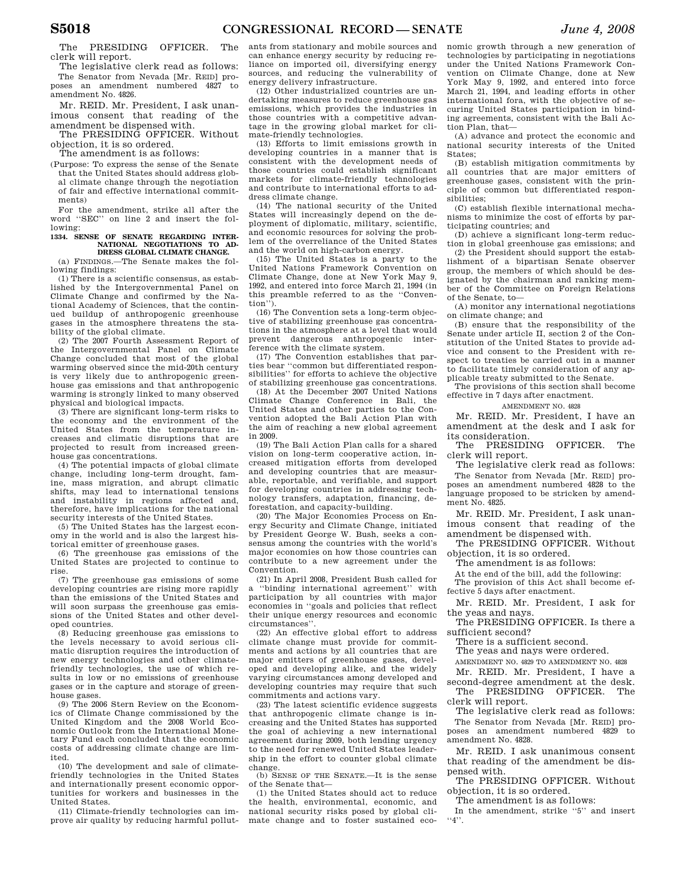The PRESIDING OFFICER. The clerk will report.

The legislative clerk read as follows:

The Senator from Nevada [Mr. REID] proposes an amendment numbered 4827 to amendment No. 4826.

Mr. REID. Mr. President, I ask unanimous consent that reading of the amendment be dispensed with.

The PRESIDING OFFICER. Without objection, it is so ordered.

The amendment is as follows:

(Purpose: To express the sense of the Senate that the United States should address global climate change through the negotiation of fair and effective international commitments)

For the amendment, strike all after the word "SEC" on line 2 and insert the following:

**1334. SENSE OF SENATE REGARDING INTERNATIONAL NEGOTIATIONS TO ADDRESS GLOBAL CLIMATE CHANGE.**

(a) FINDINGS.—The Senate makes the following findings:

(1) There is a scientific consensus, as established by the Intergovernmental Panel on Climate Change and confirmed by the National Academy of Sciences, that the continued buildup of anthropogenic greenhouse gases in the atmosphere threatens the stability of the global climate.

(2) The 2007 Fourth Assessment Report of the Intergovernmental Panel on Climate Change concluded that most of the global warming observed since the mid-20th century is very likely due to anthropogenic greenhouse gas emissions and that anthropogenic warming is strongly linked to many observed physical and biological impacts.

(3) There are significant long-term risks to the economy and the environment of the United States from the temperature increases and climatic disruptions that are projected to result from increased greenhouse gas concentrations.

(4) The potential impacts of global climate change, including long-term drought, famine, mass migration, and abrupt climatic shifts, may lead to international tensions and instability in regions affected and, therefore, have implications for the national security interests of the United States.

(5) The United States has the largest economy in the world and is also the largest historical emitter of greenhouse gases.

(6) The greenhouse gas emissions of the United States are projected to continue to rise.

(7) The greenhouse gas emissions of some developing countries are rising more rapidly than the emissions of the United States and will soon surpass the greenhouse gas emissions of the United States and other developed countries.

(8) Reducing greenhouse gas emissions to the levels necessary to avoid serious climatic disruption requires the introduction of new energy technologies and other climate-friendly technologies, the use of which results in low or no emissions of greenhouse gases or in the capture and storage of greenhouse gases.

(9) The 2006 Stern Review on the Economics of Climate Change commissioned by the United Kingdom and the 2008 World Economic Outlook from the International Monetary Fund each concluded that the economic costs of addressing climate change are limited.

(10) The development and sale of climate-friendly technologies in the United States and internationally present economic opportunities for workers and businesses in the United States.

(11) Climate-friendly technologies can improve air quality by reducing harmful pollutants from stationary and mobile sources and can enhance energy security by reducing reliance on imported oil, diversifying energy sources, and reducing the vulnerability of energy delivery infrastructure.

(12) Other industrialized countries are undertaking measures to reduce greenhouse gas emissions, which provides the industries in those countries with a competitive advantage in the growing global market for climate-friendly technologies.

(13) Efforts to limit emissions growth in developing countries in a manner that is consistent with the development needs of those countries could establish significant markets for climate-friendly technologies and contribute to international efforts to address climate change.

(14) The national security of the United States will increasingly depend on the deployment of diplomatic, military, scientific, and economic resources for solving the problem of the overreliance of the United States and the world on high-carbon energy.

(15) The United States is a party to the United Nations Framework Convention on Climate Change, done at New York May 9, 1992, and entered into force March 21, 1994 (in this preamble referred to as the "Convention").

(16) The Convention sets a long-term objective of stabilizing greenhouse gas concentrations in the atmosphere at a level that would prevent dangerous anthropogenic interference with the climate system.

(17) The Convention establishes that parties bear "common but differentiated responsibilities" for efforts to achieve the objective of stabilizing greenhouse gas concentrations.

(18) At the December 2007 United Nations Climate Change Conference in Bali, the United States and other parties to the Convention adopted the Bali Action Plan with the aim of reaching a new global agreement in 2009.

(19) The Bali Action Plan calls for a shared vision on long-term cooperative action, increased mitigation efforts from developed and developing countries that are measurable, reportable, and verifiable, and support for developing countries in addressing technology transfers, adaptation, financing, deforestation, and capacity-building.

(20) The Major Economies Process on Energy Security and Climate Change, initiated by President George W. Bush, seeks a consensus among the countries with the world's major economies on how those countries can contribute to a new agreement under the Convention.

(21) In April 2008, President Bush called for a "binding international agreement" with participation by all countries with major economies in "goals and policies that reflect their unique energy resources and economic circumstances".

(22) An effective global effort to address climate change must provide for commitments and actions by all countries that are major emitters of greenhouse gases, developed and developing alike, and the widely varying circumstances among developed and developing countries may require that such commitments and actions vary.

(23) The latest scientific evidence suggests that anthropogenic climate change is increasing and the United States has supported the goal of achieving a new international agreement during 2009, both lending urgency to the need for renewed United States leadership in the effort to counter global climate change.

(b) SENSE OF THE SENATE.—It is the sense of the Senate that—

(1) the United States should act to reduce the health, environmental, economic, and national security risks posed by global climate change and to foster sustained economic growth through a new generation of technologies by participating in negotiations under the United Nations Framework Convention on Climate Change, done at New York May 9, 1992, and entered into force March 21, 1994, and leading efforts in other international fora, with the objective of securing United States participation in binding agreements, consistent with the Bali Action Plan, that—

(A) advance and protect the economic and national security interests of the United States;

(B) establish mitigation commitments by all countries that are major emitters of greenhouse gases, consistent with the principle of common but differentiated responsibilities;

(C) establish flexible international mechanisms to minimize the cost of efforts by participating countries; and

(D) achieve a significant long-term reduction in global greenhouse gas emissions; and

(2) the President should support the establishment of a bipartisan Senate observer group, the members of which should be designated by the chairman and ranking member of the Committee on Foreign Relations of the Senate, to—

(A) monitor any international negotiations on climate change; and

(B) ensure that the responsibility of the Senate under article II, section 2 of the Constitution of the United States to provide advice and consent to the President with respect to treaties be carried out in a manner to facilitate timely consideration of any applicable treaty submitted to the Senate.

The provisions of this section shall become effective in 7 days after enactment.

AMENDMENT NO. 4828

Mr. REID. Mr. President, I have an amendment at the desk and I ask for its consideration.

The PRESIDING OFFICER. The clerk will report.

The legislative clerk read as follows:

The Senator from Nevada [Mr. REID] proposes an amendment numbered 4828 to the language proposed to be stricken by amendment No. 4825.

Mr. REID. Mr. President, I ask unanimous consent that reading of the amendment be dispensed with.

The PRESIDING OFFICER. Without objection, it is so ordered.

The amendment is as follows:

At the end of the bill, add the following:

The provision of this Act shall become effective 5 days after enactment.

Mr. REID. Mr. President, I ask for the yeas and nays.

The PRESIDING OFFICER. Is there a sufficient second?

There is a sufficient second.

The yeas and nays were ordered.

AMENDMENT NO. 4829 TO AMENDMENT NO. 4828

Mr. REID. Mr. President, I have a second-degree amendment at the desk.

The PRESIDING OFFICER. The clerk will report.

The legislative clerk read as follows:

The Senator from Nevada [Mr. REID] proposes an amendment numbered 4829 to amendment No. 4828.

Mr. REID. I ask unanimous consent that reading of the amendment be dispensed with.

The PRESIDING OFFICER. Without objection, it is so ordered.

The amendment is as follows:

In the amendment, strike "5" and insert "4".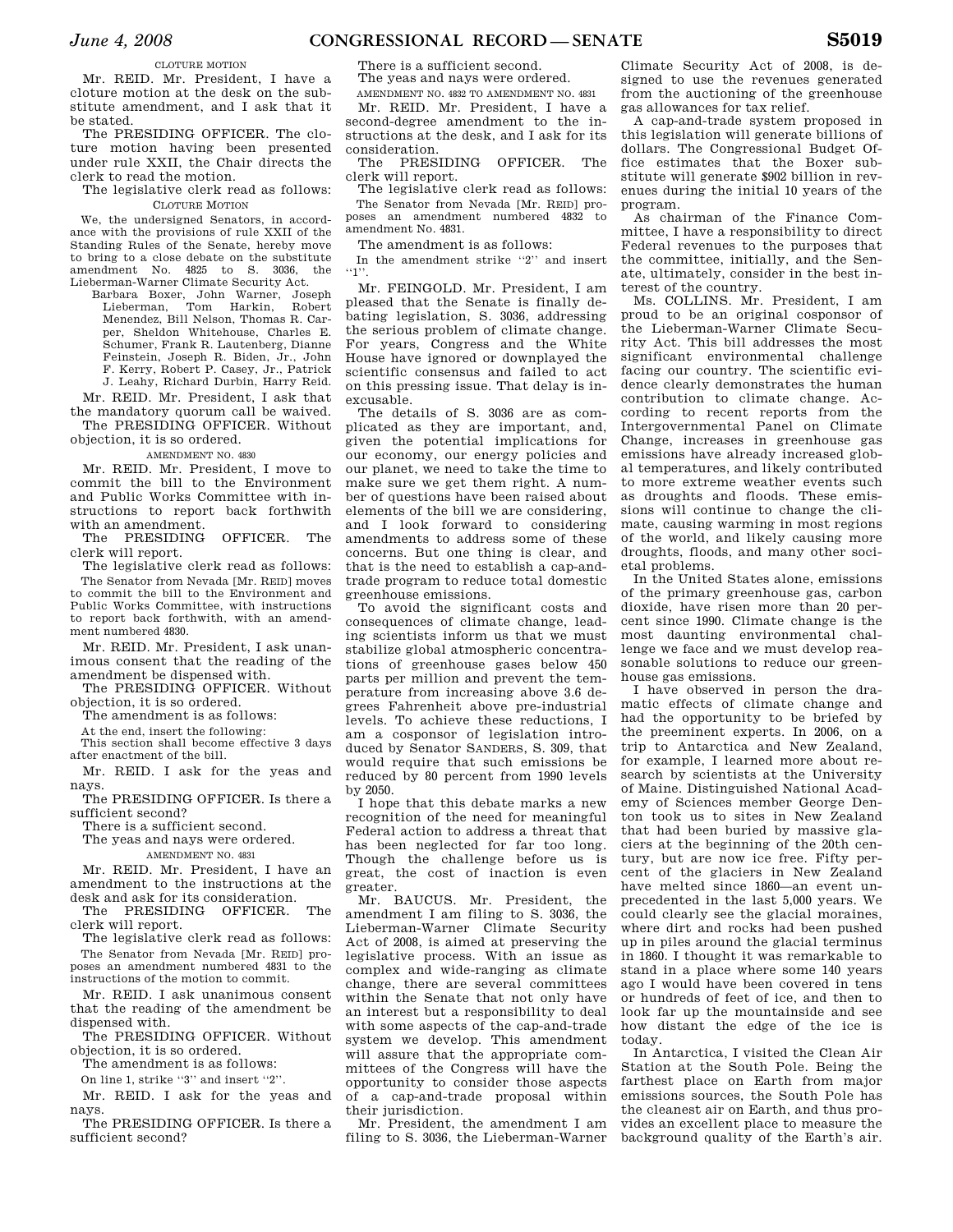CLOTURE MOTION

Mr. REID. Mr. President, I have a cloture motion at the desk on the substitute amendment, and I ask that it be stated.

The PRESIDING OFFICER. The cloture motion having been presented under rule XXII, the Chair directs the clerk to read the motion.

The legislative clerk read as follows:

CLOTURE MOTION

We, the undersigned Senators, in accordance with the provisions of rule XXII of the Standing Rules of the Senate, hereby move to bring to a close debate on the substitute amendment No. 4825 to S. 3036, the Lieberman-Warner Climate Security Act.

Barbara Boxer, John Warner, Joseph Lieberman, Tom Harkin, Robert Menendez, Bill Nelson, Thomas R. Carper, Sheldon Whitehouse, Charles E. Schumer, Frank R. Lautenberg, Dianne Feinstein, Joseph R. Biden, Jr., John F. Kerry, Robert P. Casey, Jr., Patrick J. Leahy, Richard Durbin, Harry Reid.

Mr. REID. Mr. President, I ask that the mandatory quorum call be waived.

The PRESIDING OFFICER. Without objection, it is so ordered.

AMENDMENT NO. 4830

Mr. REID. Mr. President, I move to commit the bill to the Environment and Public Works Committee with instructions to report back forthwith with an amendment.

The PRESIDING OFFICER. The clerk will report.

The legislative clerk read as follows:

The Senator from Nevada [Mr. REID] moves to commit the bill to the Environment and Public Works Committee, with instructions to report back forthwith, with an amendment numbered 4830.

Mr. REID. Mr. President, I ask unanimous consent that the reading of the amendment be dispensed with.

The PRESIDING OFFICER. Without objection, it is so ordered.

The amendment is as follows:

At the end, insert the following:

This section shall become effective 3 days after enactment of the bill.

Mr. REID. I ask for the yeas and nays.

The PRESIDING OFFICER. Is there a sufficient second?

There is a sufficient second.

The yeas and nays were ordered.

AMENDMENT NO. 4831

Mr. REID. Mr. President, I have an amendment to the instructions at the desk and ask for its consideration.

The PRESIDING OFFICER. The clerk will report.

The legislative clerk read as follows:

The Senator from Nevada [Mr. REID] proposes an amendment numbered 4831 to the instructions of the motion to commit.

Mr. REID. I ask unanimous consent that the reading of the amendment be dispensed with.

The PRESIDING OFFICER. Without objection, it is so ordered.

The amendment is as follows:

On line 1, strike "3" and insert "2".

Mr. REID. I ask for the yeas and nays.

The PRESIDING OFFICER. Is there a sufficient second?

There is a sufficient second.

The yeas and nays were ordered.

AMENDMENT NO. 4832 TO AMENDMENT NO. 4831

Mr. REID. Mr. President, I have a second-degree amendment to the instructions at the desk, and I ask for its consideration.

The PRESIDING OFFICER. The clerk will report.

The legislative clerk read as follows:

The Senator from Nevada [Mr. REID] proposes an amendment numbered 4832 to amendment No. 4831.

The amendment is as follows:

In the amendment strike "2" and insert "1".

Mr. FEINGOLD. Mr. President, I am pleased that the Senate is finally debating legislation, S. 3036, addressing the serious problem of climate change. For years, Congress and the White House have ignored or downplayed the scientific consensus and failed to act on this pressing issue. That delay is inexcusable.

The details of S. 3036 are as complicated as they are important, and, given the potential implications for our economy, our energy policies and our planet, we need to take the time to make sure we get them right. A number of questions have been raised about elements of the bill we are considering, and I look forward to considering amendments to address some of these concerns. But one thing is clear, and that is the need to establish a cap-and-trade program to reduce total domestic greenhouse emissions.

To avoid the significant costs and consequences of climate change, leading scientists inform us that we must stabilize global atmospheric concentrations of greenhouse gases below 450 parts per million and prevent the temperature from increasing above 3.6 degrees Fahrenheit above pre-industrial levels. To achieve these reductions, I am a cosponsor of legislation introduced by Senator SANDERS, S. 309, that would require that such emissions be reduced by 80 percent from 1990 levels by 2050.

I hope that this debate marks a new recognition of the need for meaningful Federal action to address a threat that has been neglected for far too long. Though the challenge before us is great, the cost of inaction is even greater.

Mr. BAUCUS. Mr. President, the amendment I am filing to S. 3036, the Lieberman-Warner Climate Security Act of 2008, is aimed at preserving the legislative process. With an issue as complex and wide-ranging as climate change, there are several committees within the Senate that not only have an interest but a responsibility to deal with some aspects of the cap-and-trade system we develop. This amendment will assure that the appropriate committees of the Congress will have the opportunity to consider those aspects of a cap-and-trade proposal within their jurisdiction.

Mr. President, the amendment I am filing to S. 3036, the Lieberman-Warner Climate Security Act of 2008, is designed to use the revenues generated from the auctioning of the greenhouse gas allowances for tax relief.

A cap-and-trade system proposed in this legislation will generate billions of dollars. The Congressional Budget Office estimates that the Boxer substitute will generate $902 billion in revenues during the initial 10 years of the program.

As chairman of the Finance Committee, I have a responsibility to direct Federal revenues to the purposes that the committee, initially, and the Senate, ultimately, consider in the best interest of the country.

Ms. COLLINS. Mr. President, I am proud to be an original cosponsor of the Lieberman-Warner Climate Security Act. This bill addresses the most significant environmental challenge facing our country. The scientific evidence clearly demonstrates the human contribution to climate change. According to recent reports from the Intergovernmental Panel on Climate Change, increases in greenhouse gas emissions have already increased global temperatures, and likely contributed to more extreme weather events such as droughts and floods. These emissions will continue to change the climate, causing warming in most regions of the world, and likely causing more droughts, floods, and many other societal problems.

In the United States alone, emissions of the primary greenhouse gas, carbon dioxide, have risen more than 20 percent since 1990. Climate change is the most daunting environmental challenge we face and we must develop reasonable solutions to reduce our greenhouse gas emissions.

I have observed in person the dramatic effects of climate change and had the opportunity to be briefed by the preeminent experts. In 2006, on a trip to Antarctica and New Zealand, for example, I learned more about research by scientists at the University of Maine. Distinguished National Academy of Sciences member George Denton took us to sites in New Zealand that had been buried by massive glaciers at the beginning of the 20th century, but are now ice free. Fifty percent of the glaciers in New Zealand have melted since 1860—an event unprecedented in the last 5,000 years. We could clearly see the glacial moraines, where dirt and rocks had been pushed up in piles around the glacial terminus in 1860. I thought it was remarkable to stand in a place where some 140 years ago I would have been covered in tens or hundreds of feet of ice, and then to look far up the mountainside and see how distant the edge of the ice is today.

In Antarctica, I visited the Clean Air Station at the South Pole. Being the farthest place on Earth from major emissions sources, the South Pole has the cleanest air on Earth, and thus provides an excellent place to measure the background quality of the Earth's air.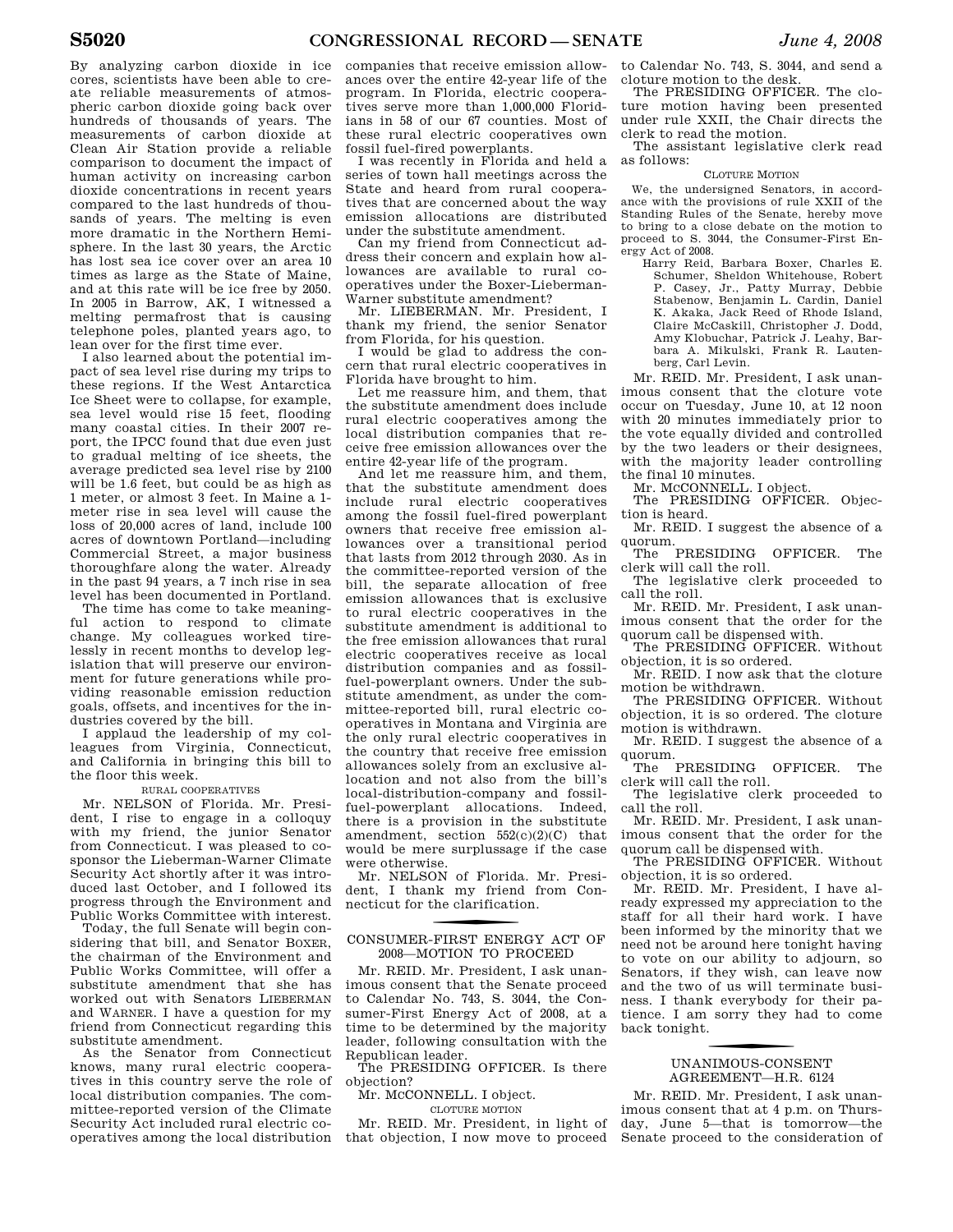By analyzing carbon dioxide in ice cores, scientists have been able to create reliable measurements of atmospheric carbon dioxide going back over hundreds of thousands of years. The measurements of carbon dioxide at Clean Air Station provide a reliable comparison to document the impact of human activity on increasing carbon dioxide concentrations in recent years compared to the last hundreds of thousands of years. The melting is even more dramatic in the Northern Hemisphere. In the last 30 years, the Arctic has lost sea ice cover over an area 10 times as large as the State of Maine, and at this rate will be ice free by 2050. In 2005 in Barrow, AK, I witnessed a melting permafrost that is causing telephone poles, planted years ago, to lean over for the first time ever.

I also learned about the potential impact of sea level rise during my trips to these regions. If the West Antarctica Ice Sheet were to collapse, for example, sea level would rise 15 feet, flooding many coastal cities. In their 2007 report, the IPCC found that due even just to gradual melting of ice sheets, the average predicted sea level rise by 2100 will be 1.6 feet, but could be as high as 1 meter, or almost 3 feet. In Maine a 1-meter rise in sea level will cause the loss of 20,000 acres of land, include 100 acres of downtown Portland—including Commercial Street, a major business thoroughfare along the water. Already in the past 94 years, a 7 inch rise in sea level has been documented in Portland.

The time has come to take meaningful action to respond to climate change. My colleagues worked tirelessly in recent months to develop legislation that will preserve our environment for future generations while providing reasonable emission reduction goals, offsets, and incentives for the industries covered by the bill.

I applaud the leadership of my colleagues from Virginia, Connecticut, and California in bringing this bill to the floor this week.

RURAL COOPERATIVES

Mr. NELSON of Florida. Mr. President, I rise to engage in a colloquy with my friend, the junior Senator from Connecticut. I was pleased to cosponsor the Lieberman-Warner Climate Security Act shortly after it was introduced last October, and I followed its progress through the Environment and Public Works Committee with interest.

Today, the full Senate will begin considering that bill, and Senator BOXER, the chairman of the Environment and Public Works Committee, will offer a substitute amendment that she has worked out with Senators LIEBERMAN and WARNER. I have a question for my friend from Connecticut regarding this substitute amendment.

As the Senator from Connecticut knows, many rural electric cooperatives in this country serve the role of local distribution companies. The committee-reported version of the Climate Security Act included rural electric cooperatives among the local distribution companies that receive emission allowances over the entire 42-year life of the program. In Florida, electric cooperatives serve more than 1,000,000 Floridians in 58 of our 67 counties. Most of these rural electric cooperatives own fossil fuel-fired powerplants.

I was recently in Florida and held a series of town hall meetings across the State and heard from rural cooperatives that are concerned about the way emission allocations are distributed under the substitute amendment.

Can my friend from Connecticut address their concern and explain how allowances are available to rural cooperatives under the Boxer-Lieberman-Warner substitute amendment?

Mr. LIEBERMAN. Mr. President, I thank my friend, the senior Senator from Florida, for his question.

I would be glad to address the concern that rural electric cooperatives in Florida have brought to him.

Let me reassure him, and them, that the substitute amendment does include rural electric cooperatives among the local distribution companies that receive free emission allowances over the entire 42-year life of the program.

And let me reassure him, and them, that the substitute amendment does include rural electric cooperatives among the fossil fuel-fired powerplant owners that receive free emission allowances over a transitional period that lasts from 2012 through 2030. As in the committee-reported version of the bill, the separate allocation of free emission allowances that is exclusive to rural electric cooperatives in the substitute amendment is additional to the free emission allowances that rural electric cooperatives receive as local distribution companies and as fossil-fuel-powerplant owners. Under the substitute amendment, as under the committee-reported bill, rural electric cooperatives in Montana and Virginia are the only rural electric cooperatives in the country that receive free emission allowances solely from an exclusive allocation and not also from the bill's local-distribution-company and fossil-fuel-powerplant allocations. Indeed, there is a provision in the substitute amendment, section 552(c)(2)(C) that would be mere surplussage if the case were otherwise.

Mr. NELSON of Florida. Mr. President, I thank my friend from Connecticut for the clarification.

## CONSUMER-FIRST ENERGY ACT OF 2008—MOTION TO PROCEED

Mr. REID. Mr. President, I ask unanimous consent that the Senate proceed to Calendar No. 743, S. 3044, the Consumer-First Energy Act of 2008, at a time to be determined by the majority leader, following consultation with the Republican leader.

The PRESIDING OFFICER. Is there objection?

Mr. MCCONNELL. I object.

CLOTURE MOTION

Mr. REID. Mr. President, in light of that objection, I now move to proceed to Calendar No. 743, S. 3044, and send a cloture motion to the desk.

The PRESIDING OFFICER. The cloture motion having been presented under rule XXII, the Chair directs the clerk to read the motion.

The assistant legislative clerk read as follows:

CLOTURE MOTION

We, the undersigned Senators, in accordance with the provisions of rule XXII of the Standing Rules of the Senate, hereby move to bring to a close debate on the motion to proceed to S. 3044, the Consumer-First Energy Act of 2008.

Harry Reid, Barbara Boxer, Charles E. Schumer, Sheldon Whitehouse, Robert P. Casey, Jr., Patty Murray, Debbie Stabenow, Benjamin L. Cardin, Daniel K. Akaka, Jack Reed of Rhode Island, Claire McCaskill, Christopher J. Dodd, Amy Klobuchar, Patrick J. Leahy, Barbara A. Mikulski, Frank R. Lautenberg, Carl Levin.

Mr. REID. Mr. President, I ask unanimous consent that the cloture vote occur on Tuesday, June 10, at 12 noon with 20 minutes immediately prior to the vote equally divided and controlled by the two leaders or their designees, with the majority leader controlling the final 10 minutes.

Mr. MCCONNELL. I object.

The PRESIDING OFFICER. Objection is heard.

Mr. REID. I suggest the absence of a quorum.

The PRESIDING OFFICER. The clerk will call the roll.

The legislative clerk proceeded to call the roll.

Mr. REID. Mr. President, I ask unanimous consent that the order for the quorum call be dispensed with.

The PRESIDING OFFICER. Without objection, it is so ordered.

Mr. REID. I now ask that the cloture motion be withdrawn.

The PRESIDING OFFICER. Without objection, it is so ordered. The cloture motion is withdrawn.

Mr. REID. I suggest the absence of a quorum.

The PRESIDING OFFICER. The clerk will call the roll.

The legislative clerk proceeded to call the roll.

Mr. REID. Mr. President, I ask unanimous consent that the order for the quorum call be dispensed with.

The PRESIDING OFFICER. Without objection, it is so ordered.

Mr. REID. Mr. President, I have already expressed my appreciation to the staff for all their hard work. I have been informed by the minority that we need not be around here tonight having to vote on our ability to adjourn, so Senators, if they wish, can leave now and the two of us will terminate business. I thank everybody for their patience. I am sorry they had to come back tonight.

## UNANIMOUS-CONSENT AGREEMENT—H.R. 6124

Mr. REID. Mr. President, I ask unanimous consent that at 4 p.m. on Thursday, June 5—that is tomorrow—the Senate proceed to the consideration of